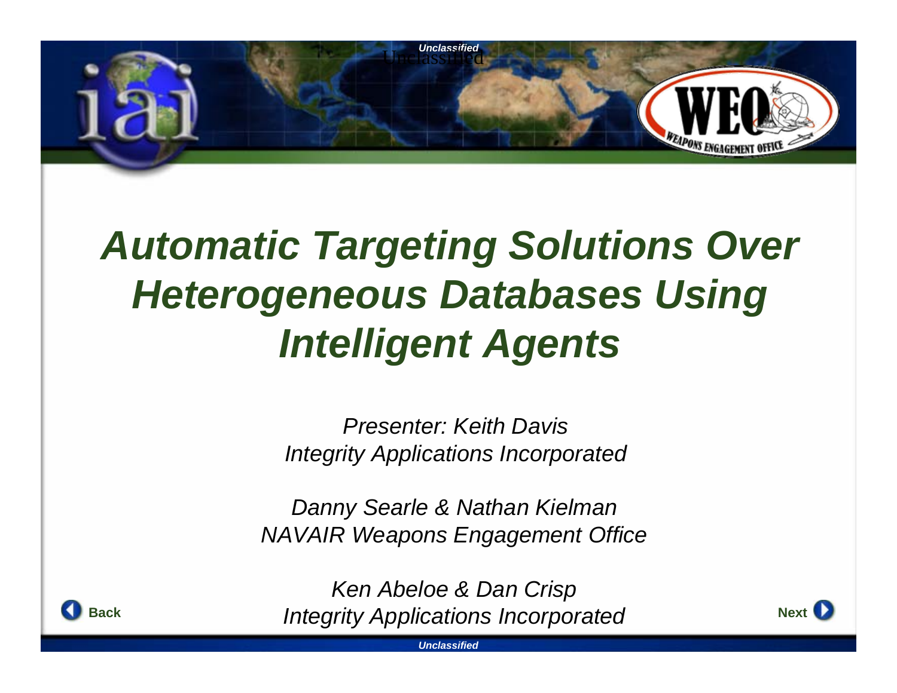# Automatic Targeting Solutions Over Heterogeneous Databases Using Intelligent Agents

*Presenter: Keith Davis*
*Integrity Applications Incorporated*

*Danny Searle & Nathan Kielman*
*NAVAIR Weapons Engagement Office*

*Ken Abeloe & Dan Crisp*
*Integrity Applications Incorporated*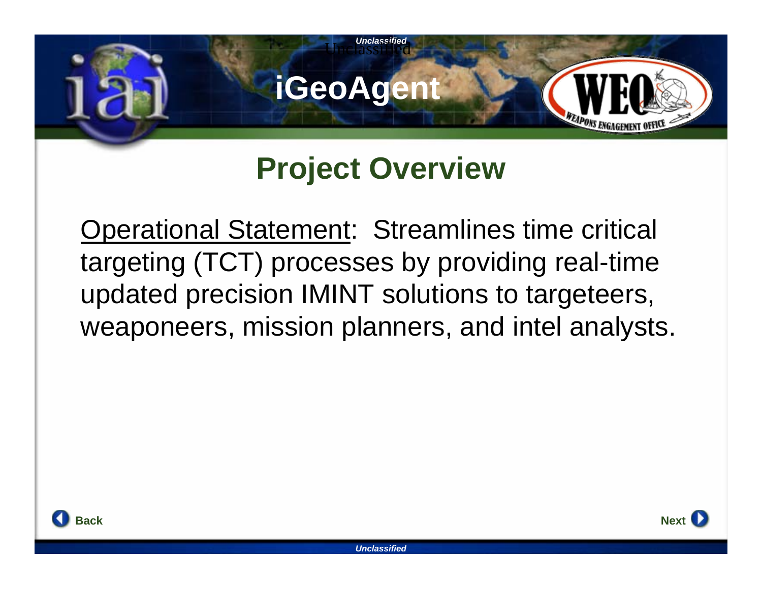# iGeoAgent

## Project Overview

Operational Statement: Streamlines time critical targeting (TCT) processes by providing real-time updated precision IMINT solutions to targeteers, weaponeers, mission planners, and intel analysts.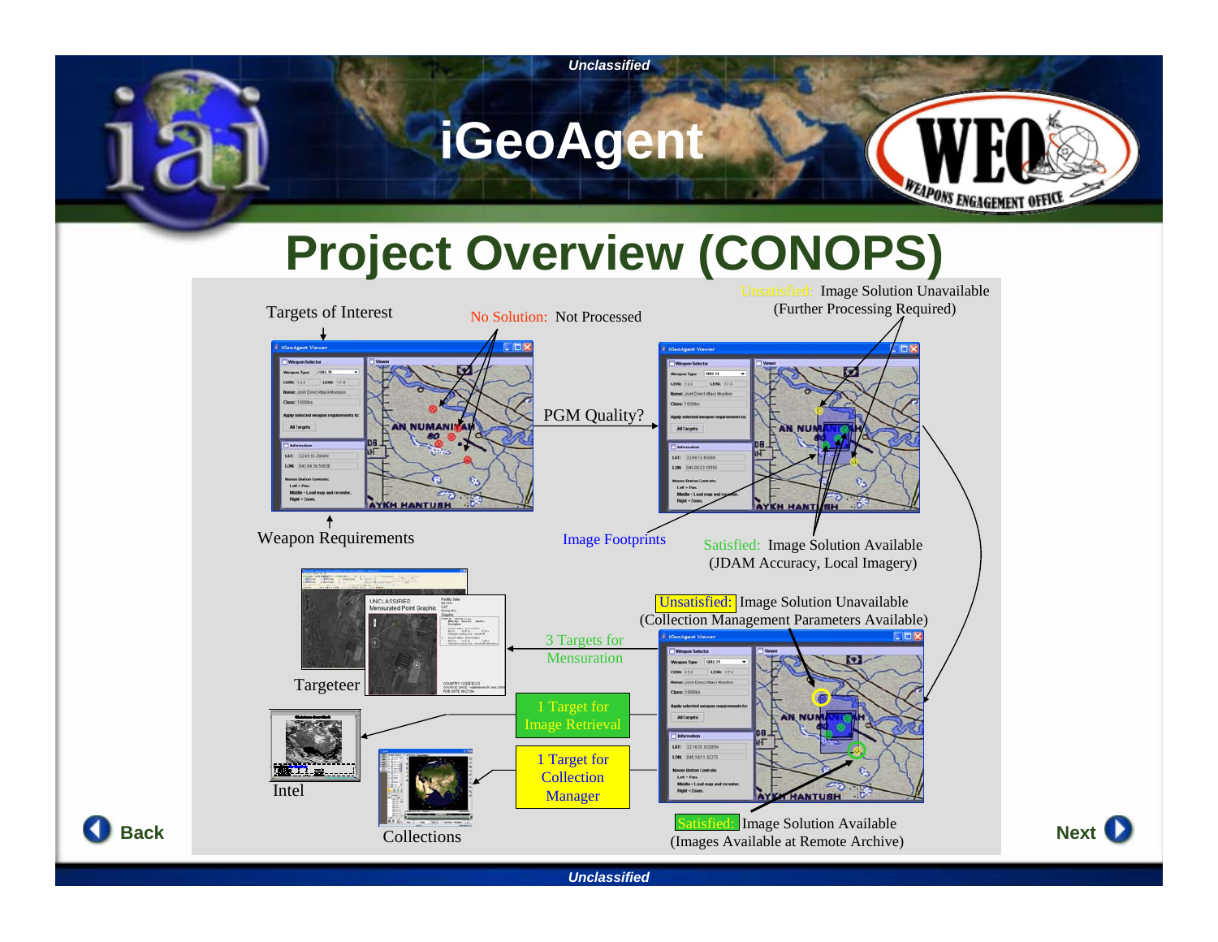# iGeoAgent

## Project Overview (CONOPS)

Targets of Interest

No Solution: Not Processed

Unsatisfied: Image Solution Unavailable (Further Processing Required)

PGM Quality?

Weapon Requirements

Image Footprints

Satisfied: Image Solution Available (JDAM Accuracy, Local Imagery)

Unsatisfied: Image Solution Unavailable (Collection Management Parameters Available)

3 Targets for Mensuration

Targeteer

1 Target for Image Retrieval

Intel

1 Target for Collection Manager

Collections

Satisfied: Image Solution Available (Images Available at Remote Archive)

Back

Next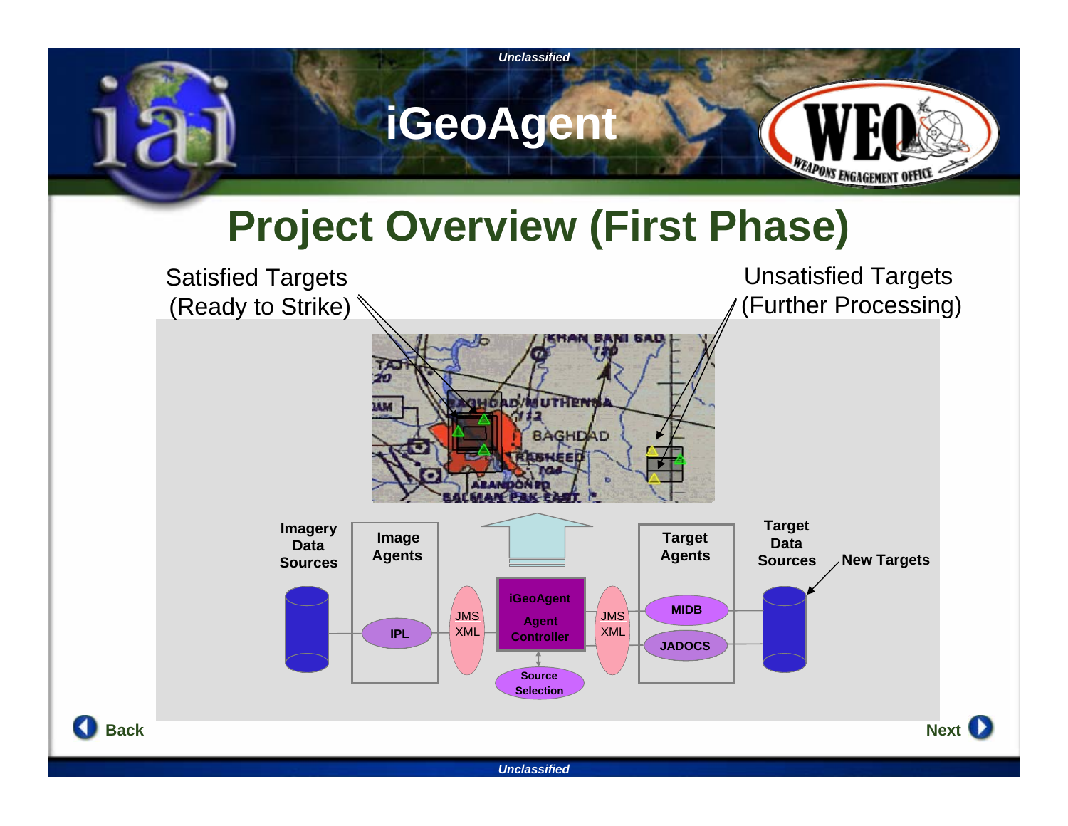# iGeoAgent

## Project Overview (First Phase)

Satisfied Targets (Ready to Strike)

Unsatisfied Targets (Further Processing)

Imagery Data Sources

Image Agents

IPL

JMS XML

iGeoAgent Agent Controller

Source Selection

JMS XML

Target Agents

MIDB

JADOCS

Target Data Sources

New Targets

Back

Next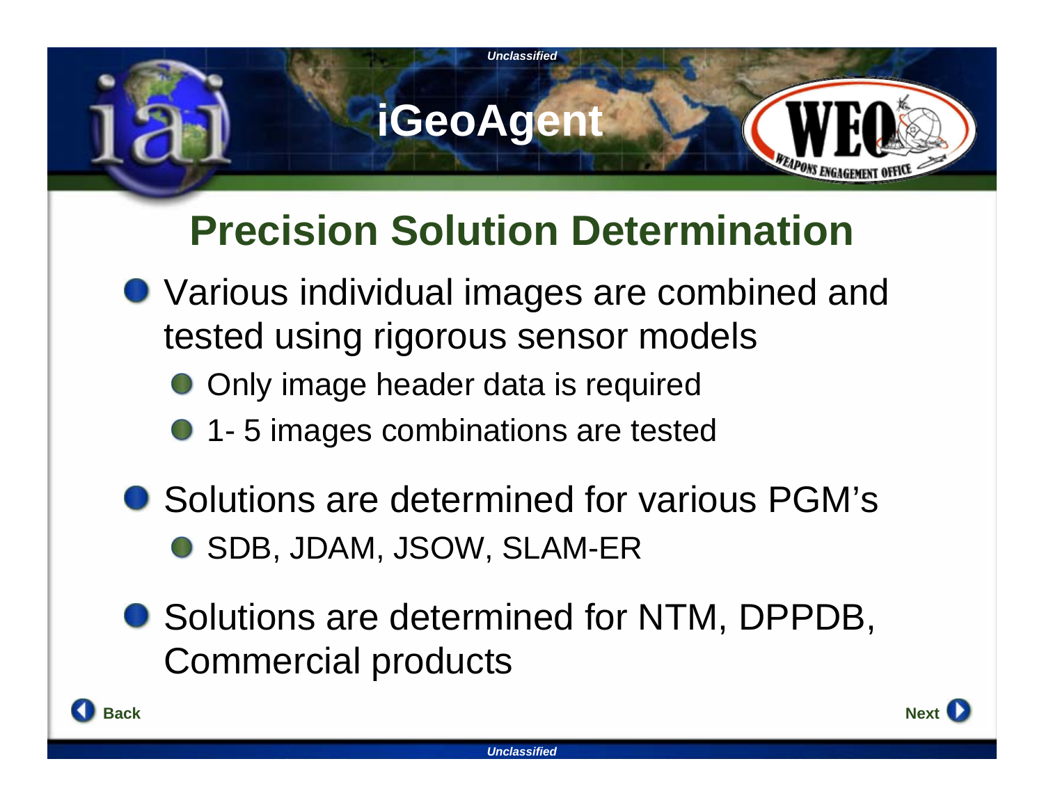# iGeoAgent

## Precision Solution Determination

- Various individual images are combined and tested using rigorous sensor models
  - Only image header data is required
  - 1- 5 images combinations are tested
- Solutions are determined for various PGM’s
  - SDB, JDAM, JSOW, SLAM-ER
- Solutions are determined for NTM, DPPDB, Commercial products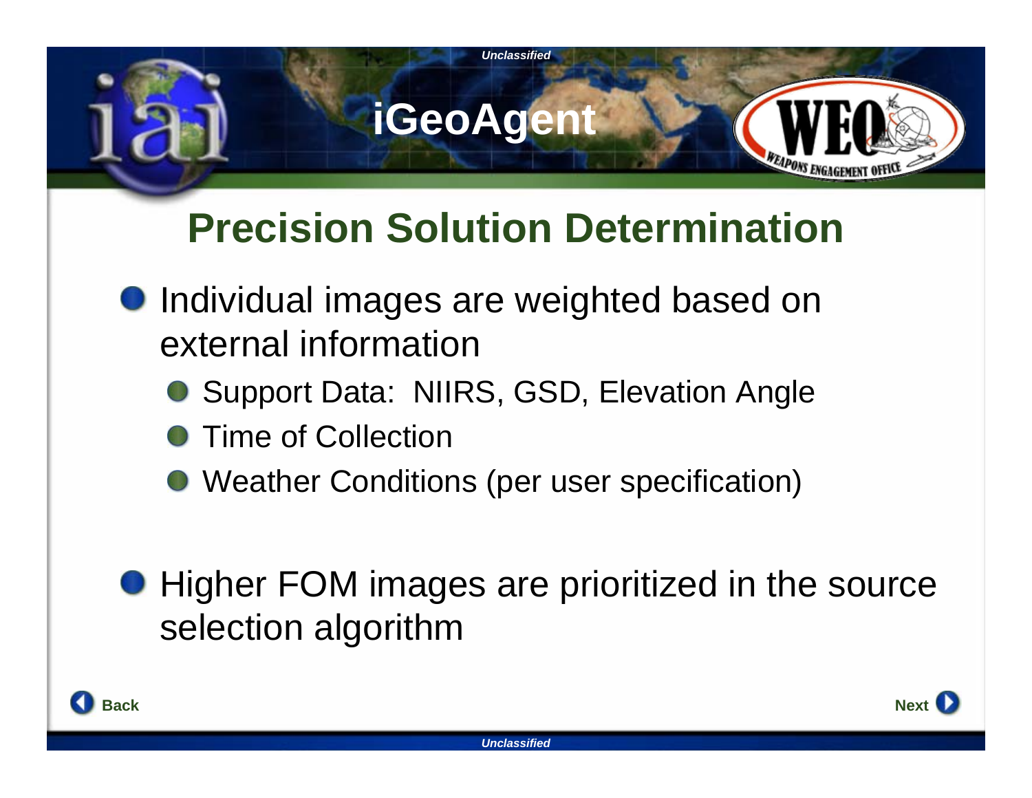# iGeoAgent

## Precision Solution Determination

- Individual images are weighted based on external information
  - Support Data: NIIRS, GSD, Elevation Angle
  - Time of Collection
  - Weather Conditions (per user specification)

- Higher FOM images are prioritized in the source selection algorithm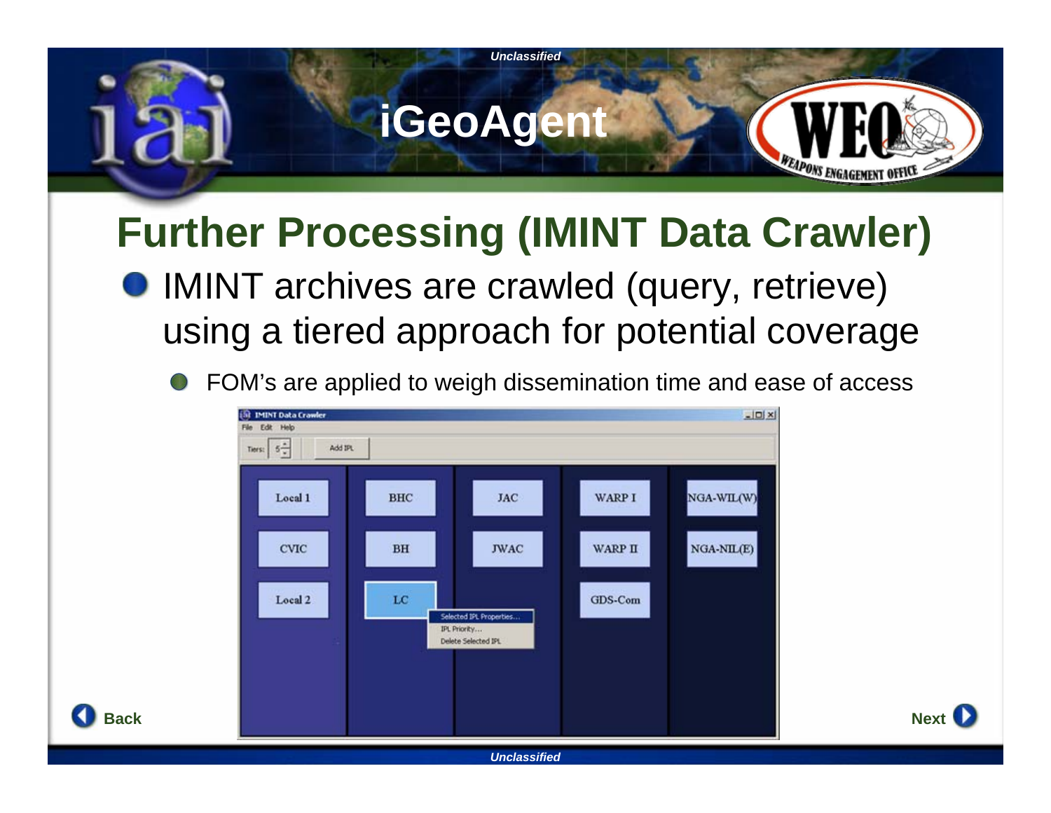# Further Processing (IMINT Data Crawler)

- IMINT archives are crawled (query, retrieve) using a tiered approach for potential coverage
  - FOM's are applied to weigh dissemination time and ease of access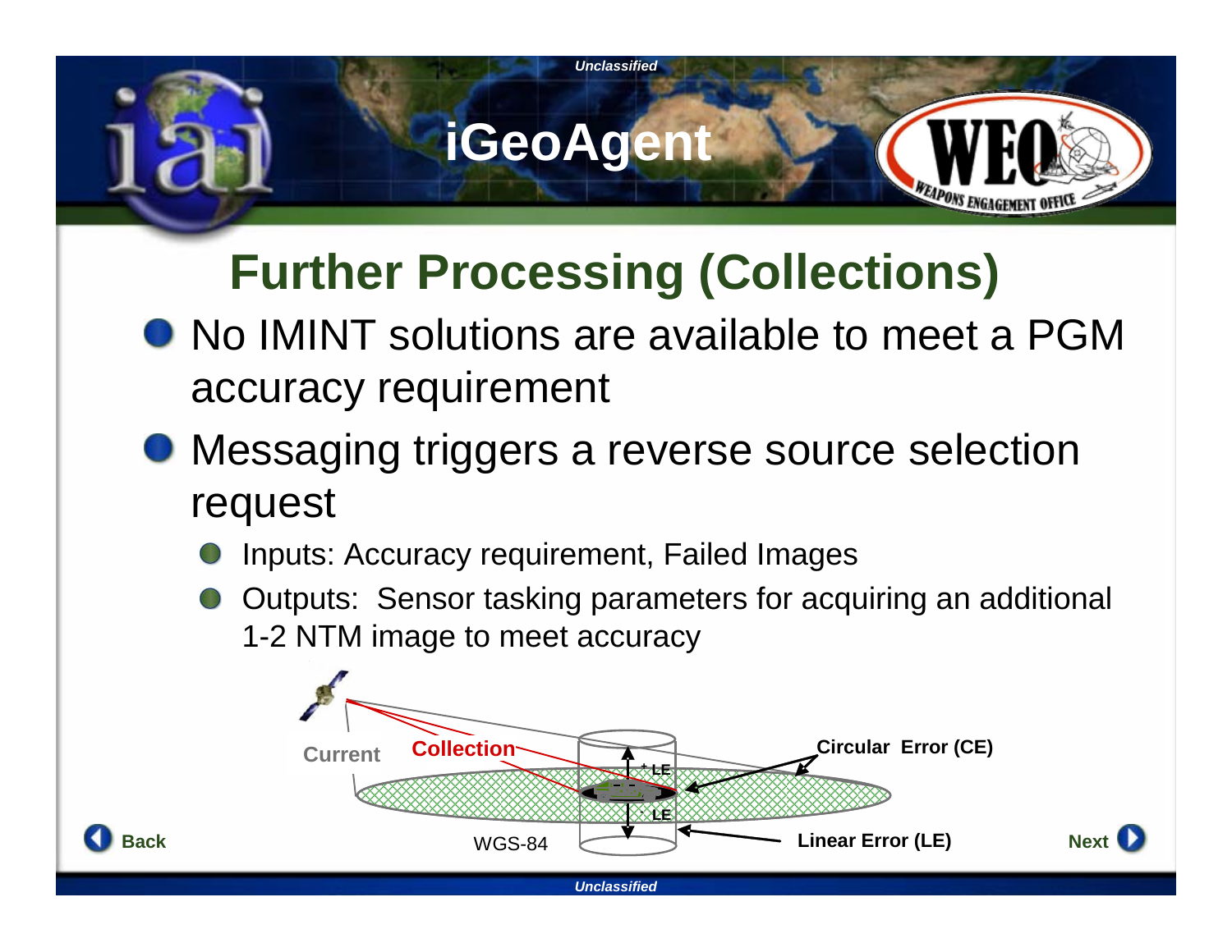# iGeoAgent

## Further Processing (Collections)

- No IMINT solutions are available to meet a PGM accuracy requirement
- Messaging triggers a reverse source selection request
  - Inputs: Accuracy requirement, Failed Images
  - Outputs: Sensor tasking parameters for acquiring an additional 1-2 NTM image to meet accuracy

Current
Collection
Circular Error (CE)
+LE
-LE
WGS-84
Linear Error (LE)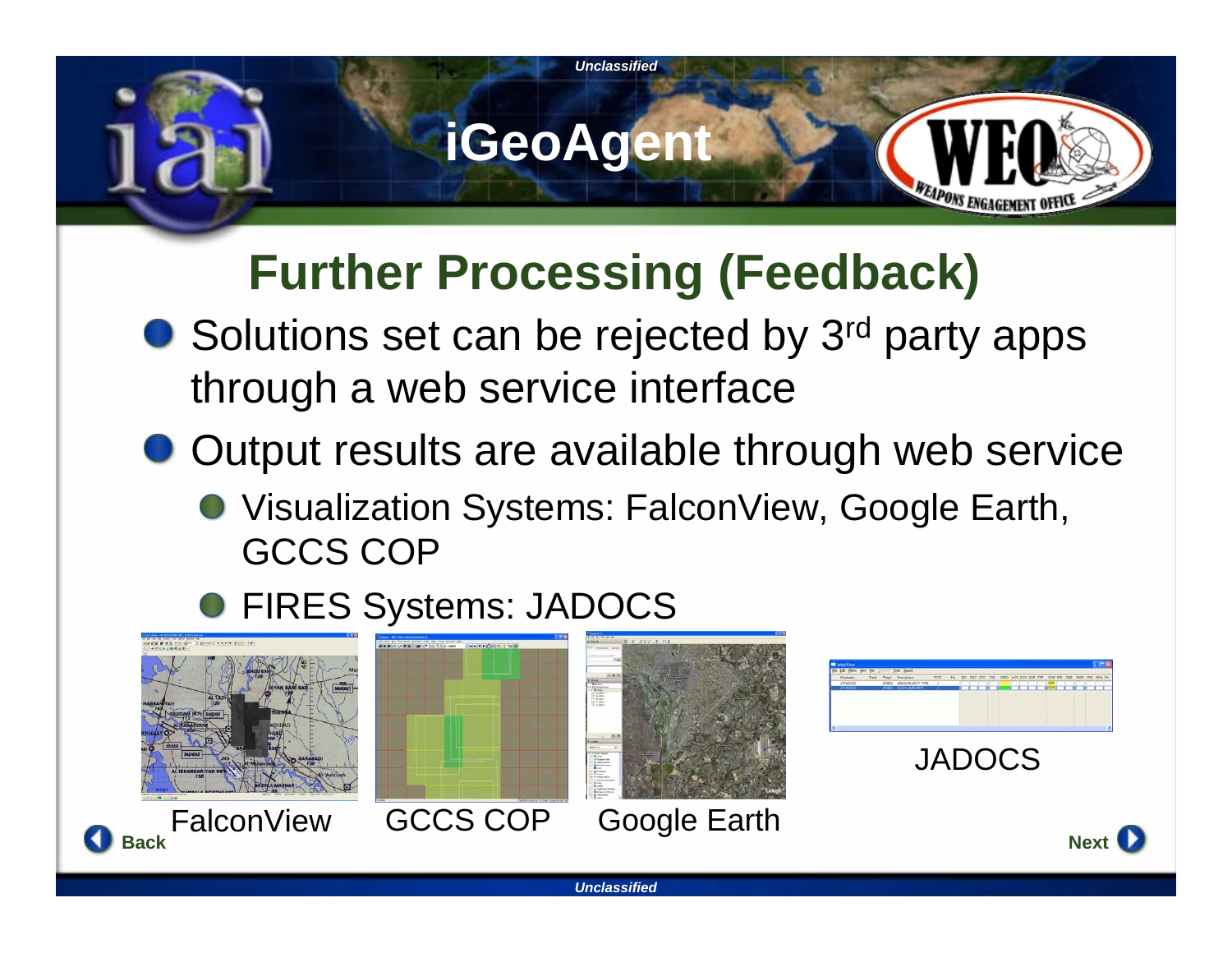# iGeoAgent

## Further Processing (Feedback)

- Solutions set can be rejected by 3rd party apps through a web service interface
- Output results are available through web service
  - Visualization Systems: FalconView, Google Earth, GCCS COP
  - FIRES Systems: JADOCS

FalconView

GCCS COP

Google Earth

JADOCS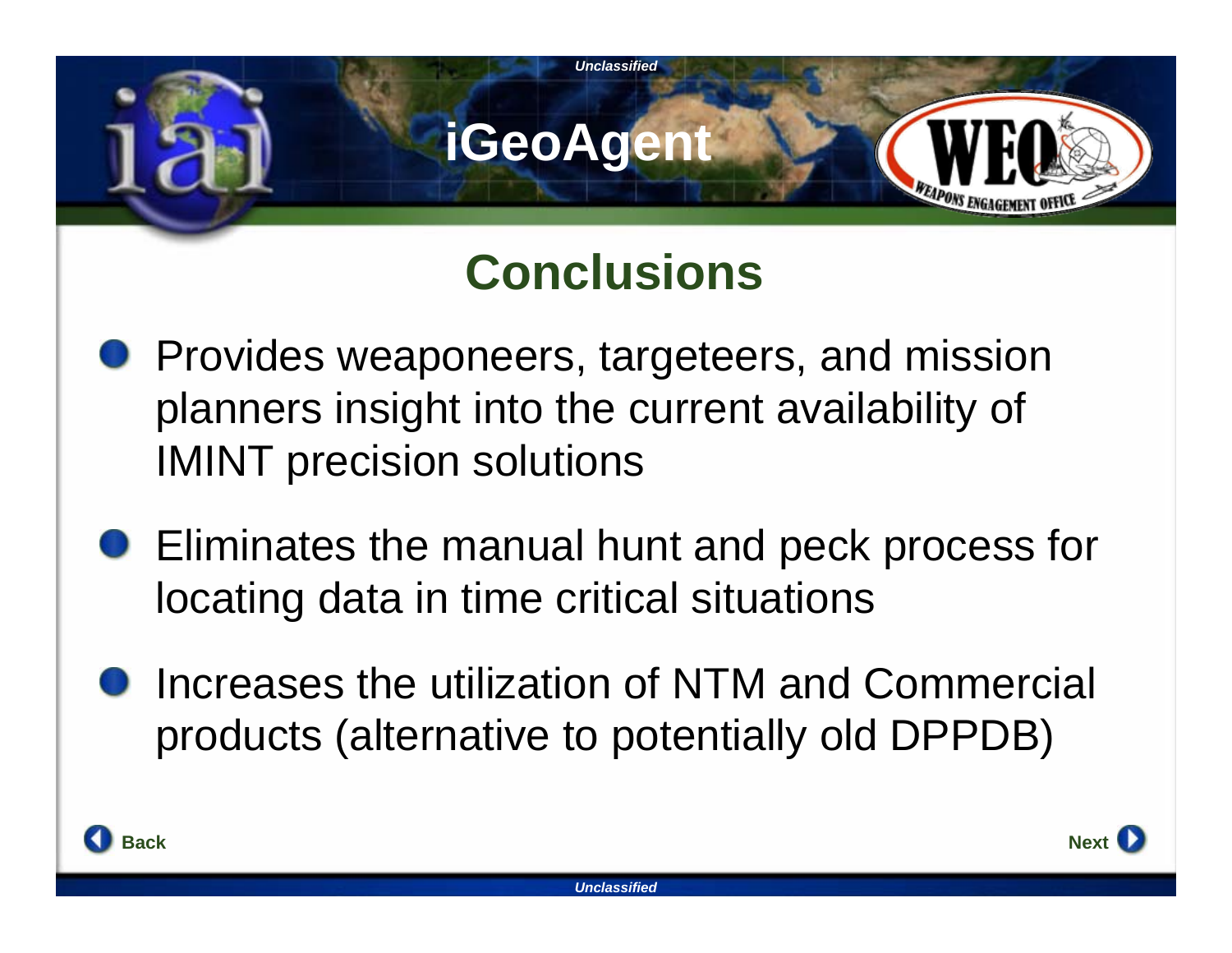# iGeoAgent

## Conclusions

- Provides weaponeers, targeteers, and mission planners insight into the current availability of IMINT precision solutions
- Eliminates the manual hunt and peck process for locating data in time critical situations
- Increases the utilization of NTM and Commercial products (alternative to potentially old DPPDB)